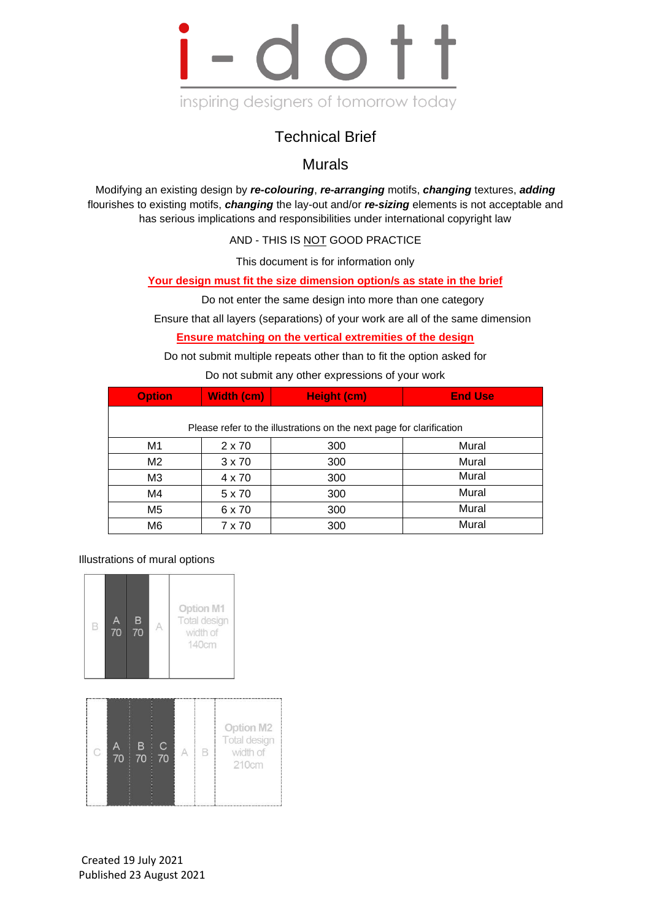# i-dott

inspiring designers of tomorrow today

## Technical Brief

## Murals

Modifying an existing design by ***re-colouring***, ***re-arranging*** motifs, ***changing*** textures, ***adding*** flourishes to existing motifs, ***changing*** the lay-out and/or ***re-sizing*** elements is not acceptable and has serious implications and responsibilities under international copyright law

AND - THIS IS NOT GOOD PRACTICE

This document is for information only

**Your design must fit the size dimension option/s as state in the brief**

Do not enter the same design into more than one category

Ensure that all layers (separations) of your work are all of the same dimension

**Ensure matching on the vertical extremities of the design**

Do not submit multiple repeats other than to fit the option asked for

Do not submit any other expressions of your work

| Option | Width (cm) | Height (cm) | End Use |
|---|---|---|---|
| Please refer to the illustrations on the next page for clarification | | | |
| M1 | 2 x 70 | 300 | Mural |
| M2 | 3 x 70 | 300 | Mural |
| M3 | 4 x 70 | 300 | Mural |
| M4 | 5 x 70 | 300 | Mural |
| M5 | 6 x 70 | 300 | Mural |
| M6 | 7 x 70 | 300 | Mural |

Illustrations of mural options

| B | A 70 | B 70 | A | Option M1 Total design width of 140cm |
|---|---|---|---|---|

| C | A 70 | B 70 | C 70 | A | B | Option M2 Total design width of 210cm |
|---|---|---|---|---|---|---|

Created 19 July 2021
Published 23 August 2021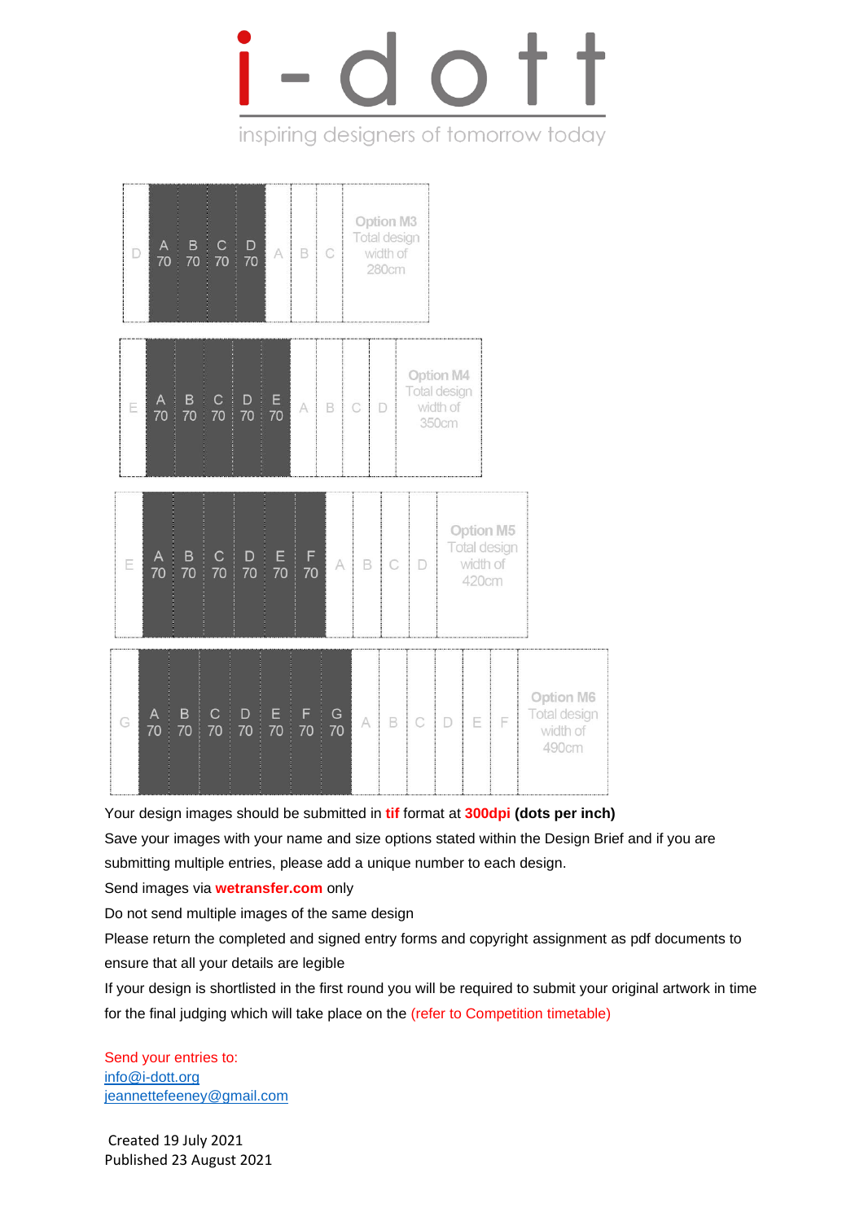i-dott

inspiring designers of tomorrow today

D | A 70 | B 70 | C 70 | D 70 | A | B | C
Option M3 Total design width of 280cm

E | A 70 | B 70 | C 70 | D 70 | E 70 | A | B | C | D
Option M4 Total design width of 350cm

E | A 70 | B 70 | C 70 | D 70 | E 70 | F 70 | A | B | C | D
Option M5 Total design width of 420cm

G | A 70 | B 70 | C 70 | D 70 | E 70 | F 70 | G 70 | A | B | C | D | E | F
Option M6 Total design width of 490cm

Your design images should be submitted in **tif** format at **300dpi** **(dots per inch)**

Save your images with your name and size options stated within the Design Brief and if you are submitting multiple entries, please add a unique number to each design.

Send images via **wetransfer.com** only

Do not send multiple images of the same design

Please return the completed and signed entry forms and copyright assignment as pdf documents to ensure that all your details are legible

If your design is shortlisted in the first round you will be required to submit your original artwork in time for the final judging which will take place on the (refer to Competition timetable)

Send your entries to:
info@i-dott.org
jeannettefeeney@gmail.com

Created 19 July 2021
Published 23 August 2021